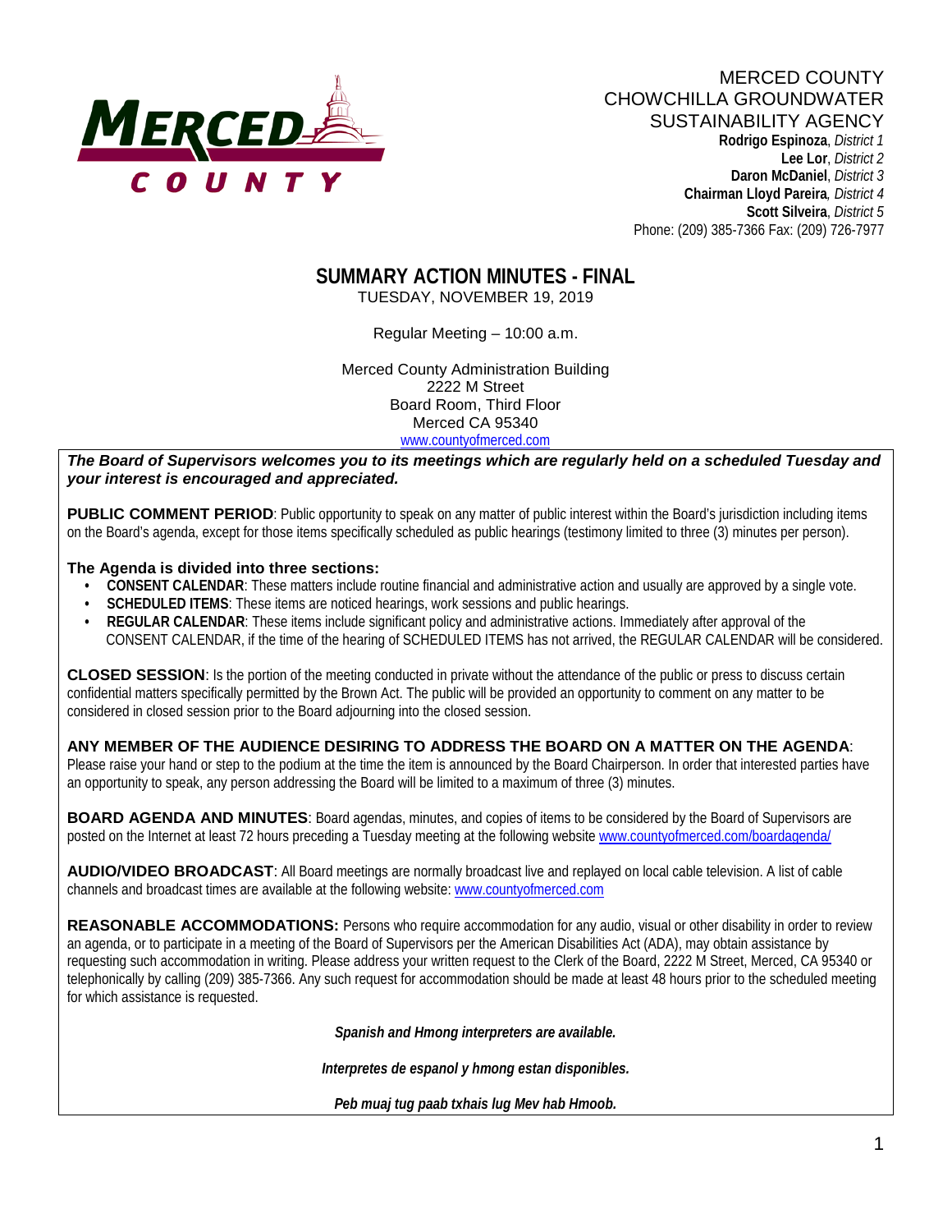MERCED COUNTY
CHOWCHILLA GROUNDWATER
SUSTAINABILITY AGENCY

**Rodrigo Espinoza**, *District 1*
**Lee Lor**, *District 2*
**Daron McDaniel**, *District 3*
**Chairman Lloyd Pareira**, *District 4*
**Scott Silveira**, *District 5*
Phone: (209) 385-7366 Fax: (209) 726-7977

# SUMMARY ACTION MINUTES - FINAL

TUESDAY, NOVEMBER 19, 2019

Regular Meeting – 10:00 a.m.

Merced County Administration Building
2222 M Street
Board Room, Third Floor
Merced CA 95340
www.countyofmerced.com

***The Board of Supervisors welcomes you to its meetings which are regularly held on a scheduled Tuesday and your interest is encouraged and appreciated.***

**PUBLIC COMMENT PERIOD**: Public opportunity to speak on any matter of public interest within the Board's jurisdiction including items on the Board's agenda, except for those items specifically scheduled as public hearings (testimony limited to three (3) minutes per person).

**The Agenda is divided into three sections:**

- **CONSENT CALENDAR**: These matters include routine financial and administrative action and usually are approved by a single vote.
- **SCHEDULED ITEMS**: These items are noticed hearings, work sessions and public hearings.
- **REGULAR CALENDAR**: These items include significant policy and administrative actions. Immediately after approval of the CONSENT CALENDAR, if the time of the hearing of SCHEDULED ITEMS has not arrived, the REGULAR CALENDAR will be considered.

**CLOSED SESSION**: Is the portion of the meeting conducted in private without the attendance of the public or press to discuss certain confidential matters specifically permitted by the Brown Act. The public will be provided an opportunity to comment on any matter to be considered in closed session prior to the Board adjourning into the closed session.

**ANY MEMBER OF THE AUDIENCE DESIRING TO ADDRESS THE BOARD ON A MATTER ON THE AGENDA**: Please raise your hand or step to the podium at the time the item is announced by the Board Chairperson. In order that interested parties have an opportunity to speak, any person addressing the Board will be limited to a maximum of three (3) minutes.

**BOARD AGENDA AND MINUTES**: Board agendas, minutes, and copies of items to be considered by the Board of Supervisors are posted on the Internet at least 72 hours preceding a Tuesday meeting at the following website www.countyofmerced.com/boardagenda/

**AUDIO/VIDEO BROADCAST**: All Board meetings are normally broadcast live and replayed on local cable television. A list of cable channels and broadcast times are available at the following website: www.countyofmerced.com

**REASONABLE ACCOMMODATIONS:** Persons who require accommodation for any audio, visual or other disability in order to review an agenda, or to participate in a meeting of the Board of Supervisors per the American Disabilities Act (ADA), may obtain assistance by requesting such accommodation in writing. Please address your written request to the Clerk of the Board, 2222 M Street, Merced, CA 95340 or telephonically by calling (209) 385-7366. Any such request for accommodation should be made at least 48 hours prior to the scheduled meeting for which assistance is requested.

***Spanish and Hmong interpreters are available.***

***Interpretes de espanol y hmong estan disponibles.***

***Peb muaj tug paab txhais lug Mev hab Hmoob.***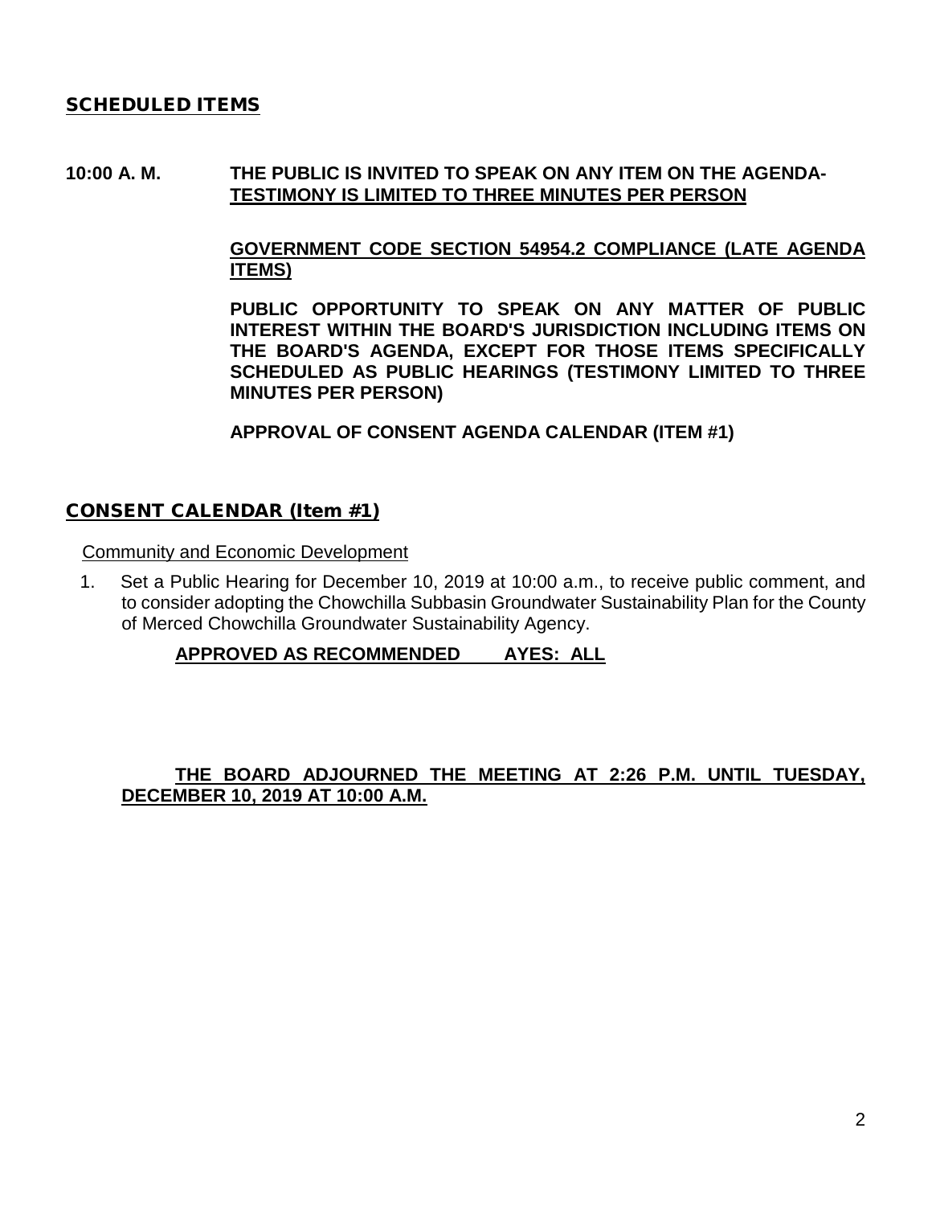## SCHEDULED ITEMS

**10:00 A. M.** **THE PUBLIC IS INVITED TO SPEAK ON ANY ITEM ON THE AGENDA-TESTIMONY IS LIMITED TO THREE MINUTES PER PERSON**

**GOVERNMENT CODE SECTION 54954.2 COMPLIANCE (LATE AGENDA ITEMS)**

**PUBLIC OPPORTUNITY TO SPEAK ON ANY MATTER OF PUBLIC INTEREST WITHIN THE BOARD'S JURISDICTION INCLUDING ITEMS ON THE BOARD'S AGENDA, EXCEPT FOR THOSE ITEMS SPECIFICALLY SCHEDULED AS PUBLIC HEARINGS (TESTIMONY LIMITED TO THREE MINUTES PER PERSON)**

**APPROVAL OF CONSENT AGENDA CALENDAR (ITEM #1)**

## CONSENT CALENDAR (Item #1)

Community and Economic Development

1. Set a Public Hearing for December 10, 2019 at 10:00 a.m., to receive public comment, and to consider adopting the Chowchilla Subbasin Groundwater Sustainability Plan for the County of Merced Chowchilla Groundwater Sustainability Agency.

   **APPROVED AS RECOMMENDED AYES: ALL**

**THE BOARD ADJOURNED THE MEETING AT 2:26 P.M. UNTIL TUESDAY, DECEMBER 10, 2019 AT 10:00 A.M.**